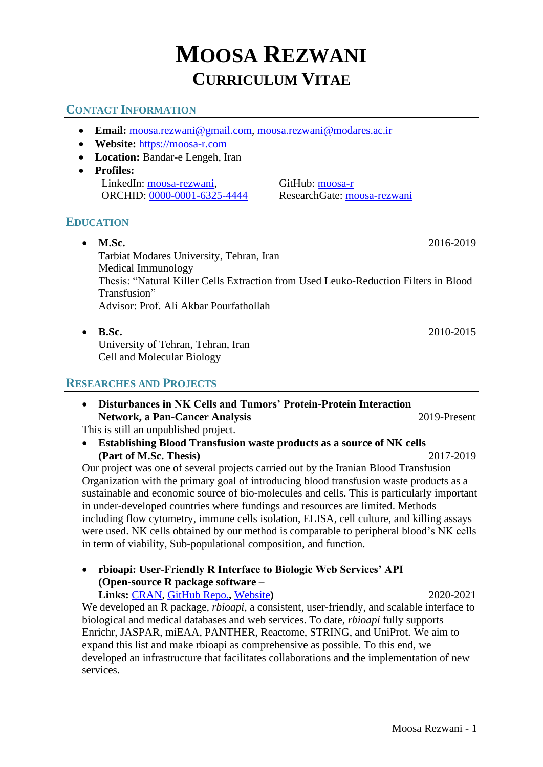# Moosa Rezwani

## Curriculum Vitae

### Contact Information

- **Email:** moosa.rezwani@gmail.com, moosa.rezwani@modares.ac.ir
- **Website:** https://moosa-r.com
- **Location:** Bandar-e Lengeh, Iran
- **Profiles:**
  LinkedIn: moosa-rezwani,
  ORCHID: 0000-0001-6325-4444
  GitHub: moosa-r
  ResearchGate: moosa-rezwani

### Education

- **M.Sc.** 2016-2019
  Tarbiat Modares University, Tehran, Iran
  Medical Immunology
  Thesis: "Natural Killer Cells Extraction from Used Leuko-Reduction Filters in Blood Transfusion"
  Advisor: Prof. Ali Akbar Pourfathollah

- **B.Sc.** 2010-2015
  University of Tehran, Tehran, Iran
  Cell and Molecular Biology

### Researches and Projects

- **Disturbances in NK Cells and Tumors' Protein-Protein Interaction Network, a Pan-Cancer Analysis** 2019-Present

This is still an unpublished project.

- **Establishing Blood Transfusion waste products as a source of NK cells (Part of M.Sc. Thesis)** 2017-2019

Our project was one of several projects carried out by the Iranian Blood Transfusion Organization with the primary goal of introducing blood transfusion waste products as a sustainable and economic source of bio-molecules and cells. This is particularly important in under-developed countries where fundings and resources are limited. Methods including flow cytometry, immune cells isolation, ELISA, cell culture, and killing assays were used. NK cells obtained by our method is comparable to peripheral blood's NK cells in term of viability, Sub-populational composition, and function.

- **rbioapi: User-Friendly R Interface to Biologic Web Services' API (Open-source R package software – Links: CRAN, GitHub Repo., Website)** 2020-2021

We developed an R package, *rbioapi*, a consistent, user-friendly, and scalable interface to biological and medical databases and web services. To date, *rbioapi* fully supports Enrichr, JASPAR, miEAA, PANTHER, Reactome, STRING, and UniProt. We aim to expand this list and make rbioapi as comprehensive as possible. To this end, we developed an infrastructure that facilitates collaborations and the implementation of new services.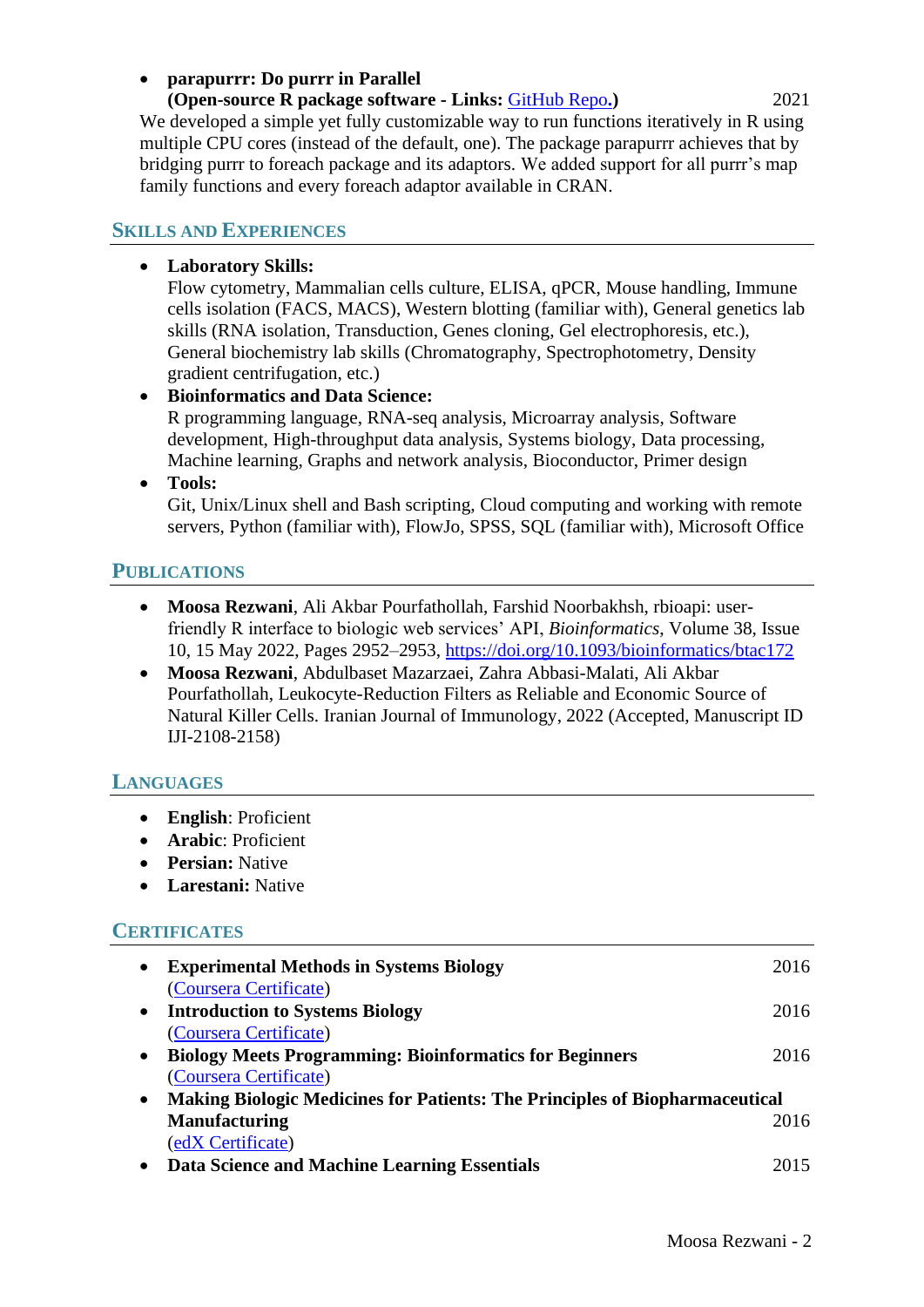- **parapurrr: Do purrr in Parallel**
  **(Open-source R package software - Links: GitHub Repo.)** 2021
  We developed a simple yet fully customizable way to run functions iteratively in R using multiple CPU cores (instead of the default, one). The package parapurrr achieves that by bridging purrr to foreach package and its adaptors. We added support for all purrr's map family functions and every foreach adaptor available in CRAN.

## Skills and Experiences

- **Laboratory Skills:**
  Flow cytometry, Mammalian cells culture, ELISA, qPCR, Mouse handling, Immune cells isolation (FACS, MACS), Western blotting (familiar with), General genetics lab skills (RNA isolation, Transduction, Genes cloning, Gel electrophoresis, etc.), General biochemistry lab skills (Chromatography, Spectrophotometry, Density gradient centrifugation, etc.)
- **Bioinformatics and Data Science:**
  R programming language, RNA-seq analysis, Microarray analysis, Software development, High-throughput data analysis, Systems biology, Data processing, Machine learning, Graphs and network analysis, Bioconductor, Primer design
- **Tools:**
  Git, Unix/Linux shell and Bash scripting, Cloud computing and working with remote servers, Python (familiar with), FlowJo, SPSS, SQL (familiar with), Microsoft Office

## Publications

- **Moosa Rezwani**, Ali Akbar Pourfathollah, Farshid Noorbakhsh, rbioapi: user-friendly R interface to biologic web services' API, *Bioinformatics*, Volume 38, Issue 10, 15 May 2022, Pages 2952–2953, https://doi.org/10.1093/bioinformatics/btac172
- **Moosa Rezwani**, Abdulbaset Mazarzaei, Zahra Abbasi-Malati, Ali Akbar Pourfathollah, Leukocyte-Reduction Filters as Reliable and Economic Source of Natural Killer Cells. Iranian Journal of Immunology, 2022 (Accepted, Manuscript ID IJI-2108-2158)

## Languages

- **English**: Proficient
- **Arabic**: Proficient
- **Persian:** Native
- **Larestani:** Native

## Certificates

- **Experimental Methods in Systems Biology** 2016
  (Coursera Certificate)
- **Introduction to Systems Biology** 2016
  (Coursera Certificate)
- **Biology Meets Programming: Bioinformatics for Beginners** 2016
  (Coursera Certificate)
- **Making Biologic Medicines for Patients: The Principles of Biopharmaceutical Manufacturing** 2016
  (edX Certificate)
- **Data Science and Machine Learning Essentials** 2015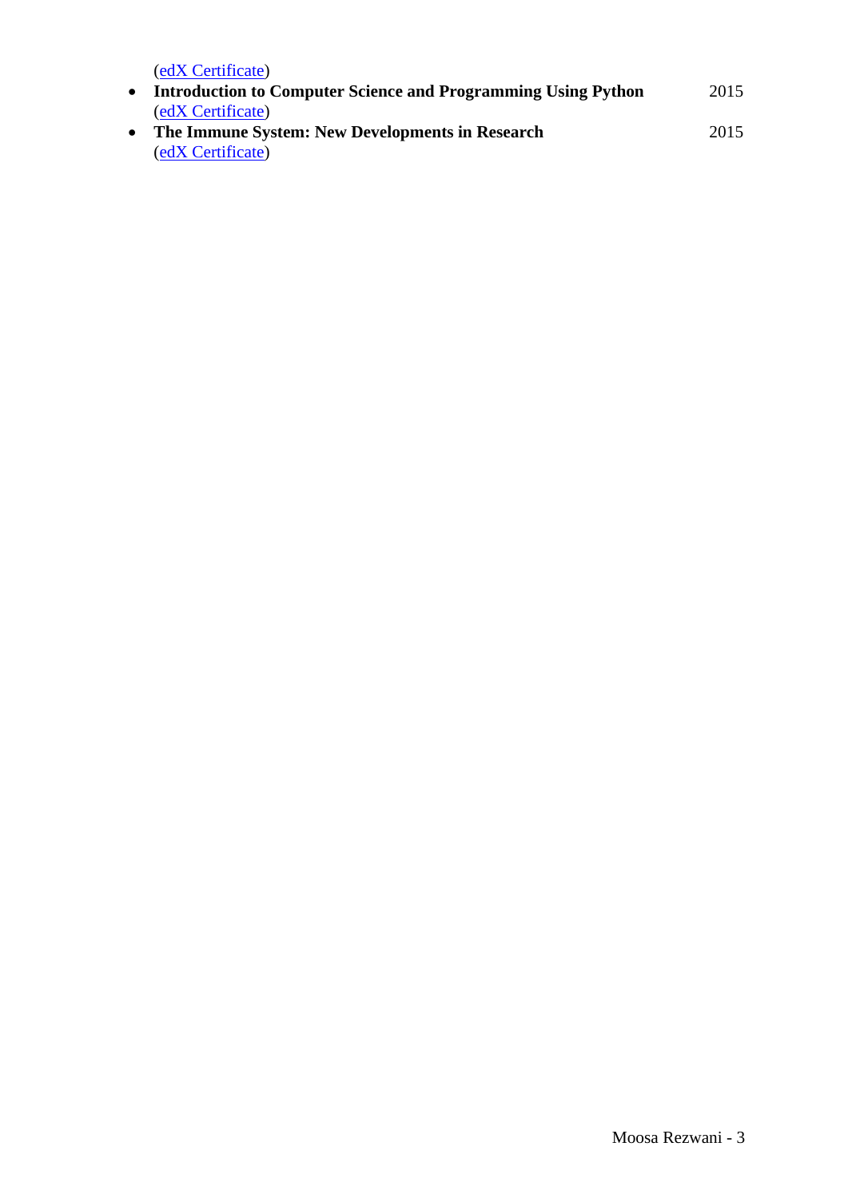(edX Certificate)

- **Introduction to Computer Science and Programming Using Python** 2015
  (edX Certificate)
- **The Immune System: New Developments in Research** 2015
  (edX Certificate)